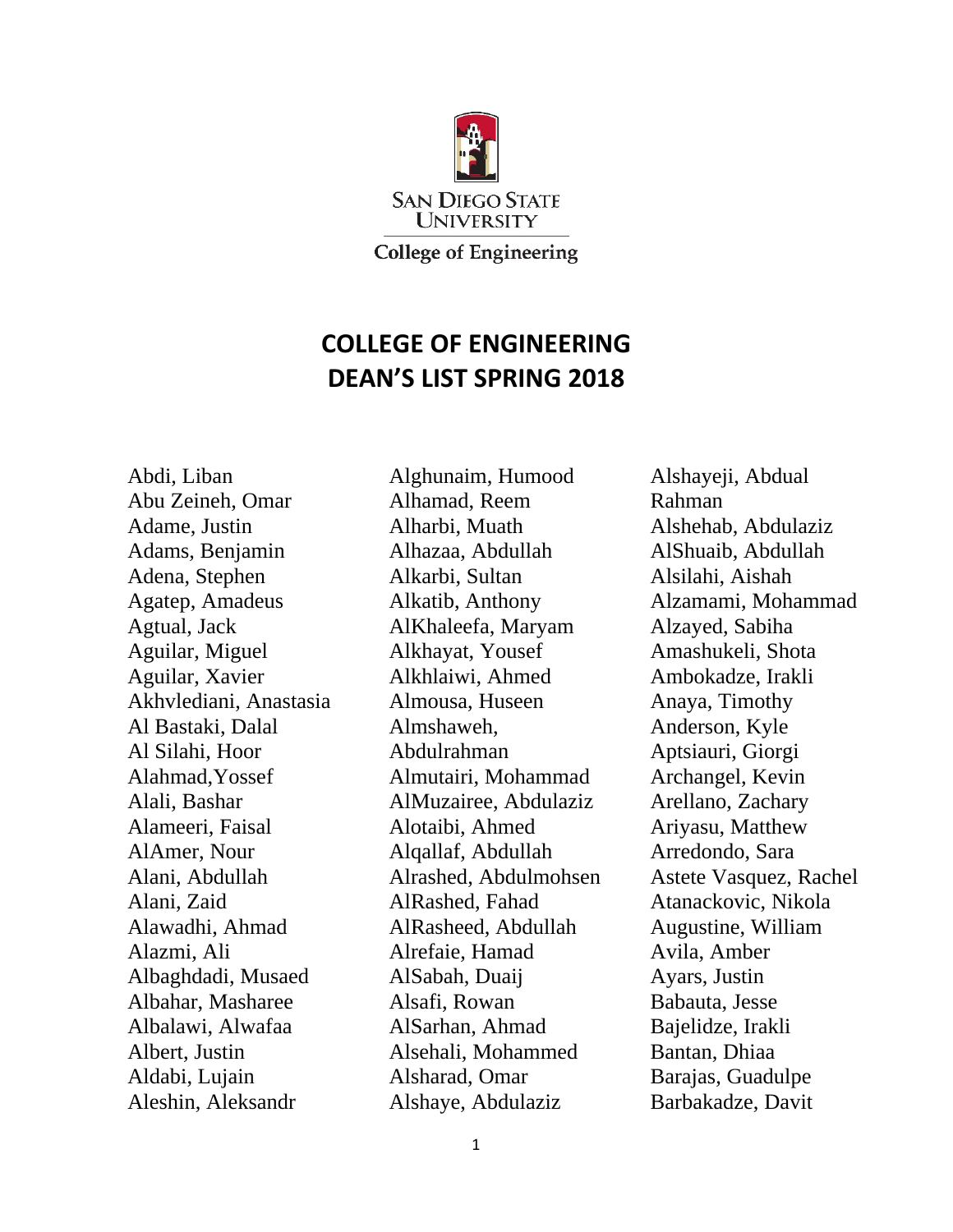San Diego State University

College of Engineering

# COLLEGE OF ENGINEERING
# DEAN'S LIST SPRING 2018

Abdi, Liban
Abu Zeineh, Omar
Adame, Justin
Adams, Benjamin
Adena, Stephen
Agatep, Amadeus
Agtual, Jack
Aguilar, Miguel
Aguilar, Xavier
Akhvlediani, Anastasia
Al Bastaki, Dalal
Al Silahi, Hoor
Alahmad,Yossef
Alali, Bashar
Alameeri, Faisal
AlAmer, Nour
Alani, Abdullah
Alani, Zaid
Alawadhi, Ahmad
Alazmi, Ali
Albaghdadi, Musaed
Albahar, Masharee
Albalawi, Alwafaa
Albert, Justin
Aldabi, Lujain
Aleshin, Aleksandr
Alghunaim, Humood
Alhamad, Reem
Alharbi, Muath
Alhazaa, Abdullah
Alkarbi, Sultan
Alkatib, Anthony
AlKhaleefa, Maryam
Alkhayat, Yousef
Alkhlaiwi, Ahmed
Almousa, Huseen
Almshaweh, Abdulrahman
Almutairi, Mohammad
AlMuzairee, Abdulaziz
Alotaibi, Ahmed
Alqallaf, Abdullah
Alrashed, Abdulmohsen
AlRashed, Fahad
AlRasheed, Abdullah
Alrefaie, Hamad
AlSabah, Duaij
Alsafi, Rowan
AlSarhan, Ahmad
Alsehali, Mohammed
Alsharad, Omar
Alshaye, Abdulaziz
Alshayeji, Abdual Rahman
Alshehab, Abdulaziz
AlShuaib, Abdullah
Alsilahi, Aishah
Alzamami, Mohammad
Alzayed, Sabiha
Amashukeli, Shota
Ambokadze, Irakli
Anaya, Timothy
Anderson, Kyle
Aptsiauri, Giorgi
Archangel, Kevin
Arellano, Zachary
Ariyasu, Matthew
Arredondo, Sara
Astete Vasquez, Rachel
Atanackovic, Nikola
Augustine, William
Avila, Amber
Ayars, Justin
Babauta, Jesse
Bajelidze, Irakli
Bantan, Dhiaa
Barajas, Guadulpe
Barbakadze, Davit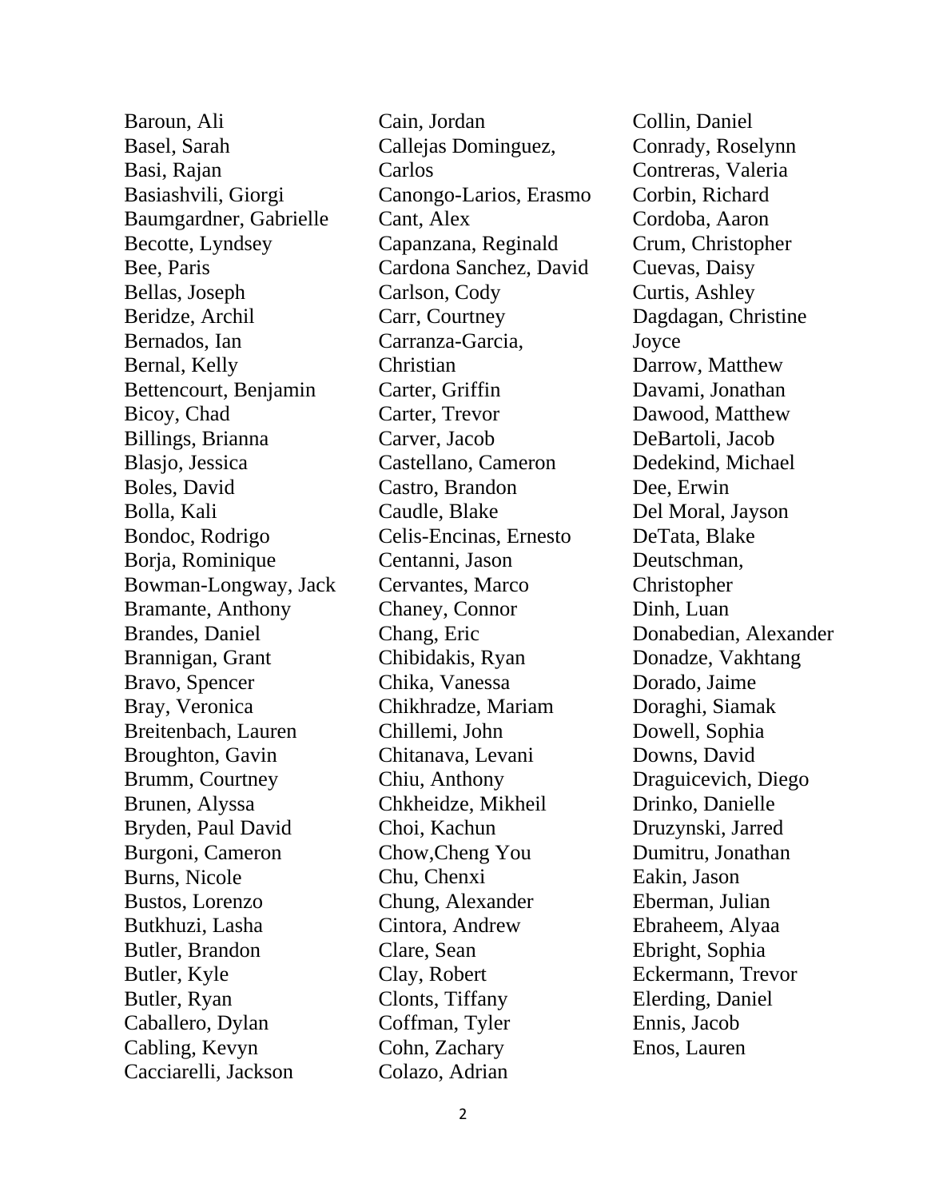Baroun, Ali
Basel, Sarah
Basi, Rajan
Basiashvili, Giorgi
Baumgardner, Gabrielle
Becotte, Lyndsey
Bee, Paris
Bellas, Joseph
Beridze, Archil
Bernados, Ian
Bernal, Kelly
Bettencourt, Benjamin
Bicoy, Chad
Billings, Brianna
Blasjo, Jessica
Boles, David
Bolla, Kali
Bondoc, Rodrigo
Borja, Rominique
Bowman-Longway, Jack
Bramante, Anthony
Brandes, Daniel
Brannigan, Grant
Bravo, Spencer
Bray, Veronica
Breitenbach, Lauren
Broughton, Gavin
Brumm, Courtney
Brunen, Alyssa
Bryden, Paul David
Burgoni, Cameron
Burns, Nicole
Bustos, Lorenzo
Butkhuzi, Lasha
Butler, Brandon
Butler, Kyle
Butler, Ryan
Caballero, Dylan
Cabling, Kevyn
Cacciarelli, Jackson
Cain, Jordan
Callejas Dominguez, Carlos
Canongo-Larios, Erasmo
Cant, Alex
Capanzana, Reginald
Cardona Sanchez, David
Carlson, Cody
Carr, Courtney
Carranza-Garcia, Christian
Carter, Griffin
Carter, Trevor
Carver, Jacob
Castellano, Cameron
Castro, Brandon
Caudle, Blake
Celis-Encinas, Ernesto
Centanni, Jason
Cervantes, Marco
Chaney, Connor
Chang, Eric
Chibidakis, Ryan
Chika, Vanessa
Chikhradze, Mariam
Chillemi, John
Chitanava, Levani
Chiu, Anthony
Chkheidze, Mikheil
Choi, Kachun
Chow,Cheng You
Chu, Chenxi
Chung, Alexander
Cintora, Andrew
Clare, Sean
Clay, Robert
Clonts, Tiffany
Coffman, Tyler
Cohn, Zachary
Colazo, Adrian
Collin, Daniel
Conrady, Roselynn
Contreras, Valeria
Corbin, Richard
Cordoba, Aaron
Crum, Christopher
Cuevas, Daisy
Curtis, Ashley
Dagdagan, Christine Joyce
Darrow, Matthew
Davami, Jonathan
Dawood, Matthew
DeBartoli, Jacob
Dedekind, Michael
Dee, Erwin
Del Moral, Jayson
DeTata, Blake
Deutschman, Christopher
Dinh, Luan
Donabedian, Alexander
Donadze, Vakhtang
Dorado, Jaime
Doraghi, Siamak
Dowell, Sophia
Downs, David
Draguicevich, Diego
Drinko, Danielle
Druzynski, Jarred
Dumitru, Jonathan
Eakin, Jason
Eberman, Julian
Ebraheem, Alyaa
Ebright, Sophia
Eckermann, Trevor
Elerding, Daniel
Ennis, Jacob
Enos, Lauren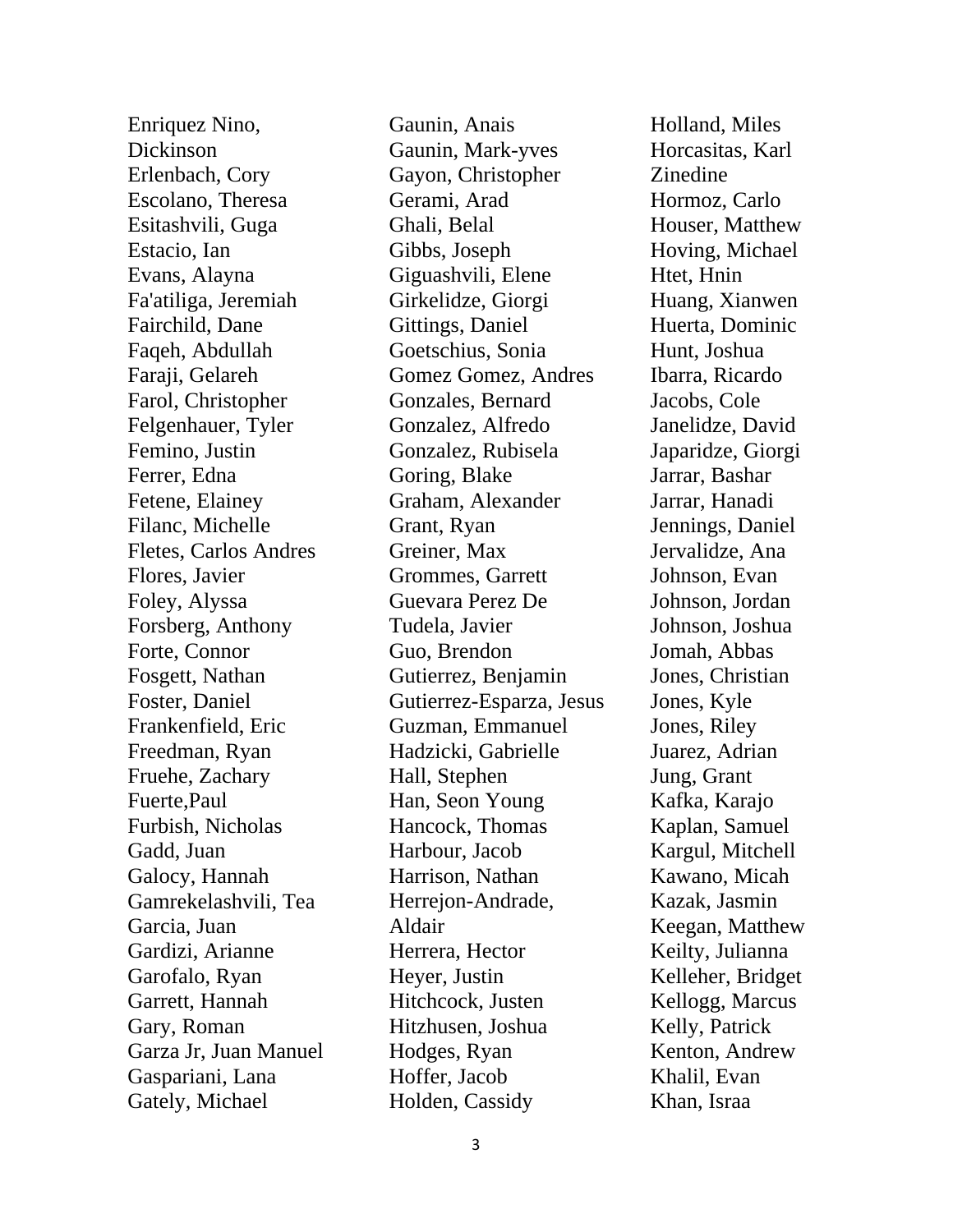Enriquez Nino, Dickinson
Erlenbach, Cory
Escolano, Theresa
Esitashvili, Guga
Estacio, Ian
Evans, Alayna
Fa'atiliga, Jeremiah
Fairchild, Dane
Faqeh, Abdullah
Faraji, Gelareh
Farol, Christopher
Felgenhauer, Tyler
Femino, Justin
Ferrer, Edna
Fetene, Elainey
Filanc, Michelle
Fletes, Carlos Andres
Flores, Javier
Foley, Alyssa
Forsberg, Anthony
Forte, Connor
Fosgett, Nathan
Foster, Daniel
Frankenfield, Eric
Freedman, Ryan
Fruehe, Zachary
Fuerte,Paul
Furbish, Nicholas
Gadd, Juan
Galocy, Hannah
Gamrekelashvili, Tea
Garcia, Juan
Gardizi, Arianne
Garofalo, Ryan
Garrett, Hannah
Gary, Roman
Garza Jr, Juan Manuel
Gaspariani, Lana
Gately, Michael
Gaunin, Anais
Gaunin, Mark-yves
Gayon, Christopher
Gerami, Arad
Ghali, Belal
Gibbs, Joseph
Giguashvili, Elene
Girkelidze, Giorgi
Gittings, Daniel
Goetschius, Sonia
Gomez Gomez, Andres
Gonzales, Bernard
Gonzalez, Alfredo
Gonzalez, Rubisela
Goring, Blake
Graham, Alexander
Grant, Ryan
Greiner, Max
Grommes, Garrett
Guevara Perez De Tudela, Javier
Guo, Brendon
Gutierrez, Benjamin
Gutierrez-Esparza, Jesus
Guzman, Emmanuel
Hadzicki, Gabrielle
Hall, Stephen
Han, Seon Young
Hancock, Thomas
Harbour, Jacob
Harrison, Nathan
Herrejon-Andrade, Aldair
Herrera, Hector
Heyer, Justin
Hitchcock, Justen
Hitzhusen, Joshua
Hodges, Ryan
Hoffer, Jacob
Holden, Cassidy
Holland, Miles
Horcasitas, Karl Zinedine
Hormoz, Carlo
Houser, Matthew
Hoving, Michael
Htet, Hnin
Huang, Xianwen
Huerta, Dominic
Hunt, Joshua
Ibarra, Ricardo
Jacobs, Cole
Janelidze, David
Japaridze, Giorgi
Jarrar, Bashar
Jarrar, Hanadi
Jennings, Daniel
Jervalidze, Ana
Johnson, Evan
Johnson, Jordan
Johnson, Joshua
Jomah, Abbas
Jones, Christian
Jones, Kyle
Jones, Riley
Juarez, Adrian
Jung, Grant
Kafka, Karajo
Kaplan, Samuel
Kargul, Mitchell
Kawano, Micah
Kazak, Jasmin
Keegan, Matthew
Keilty, Julianna
Kelleher, Bridget
Kellogg, Marcus
Kelly, Patrick
Kenton, Andrew
Khalil, Evan
Khan, Israa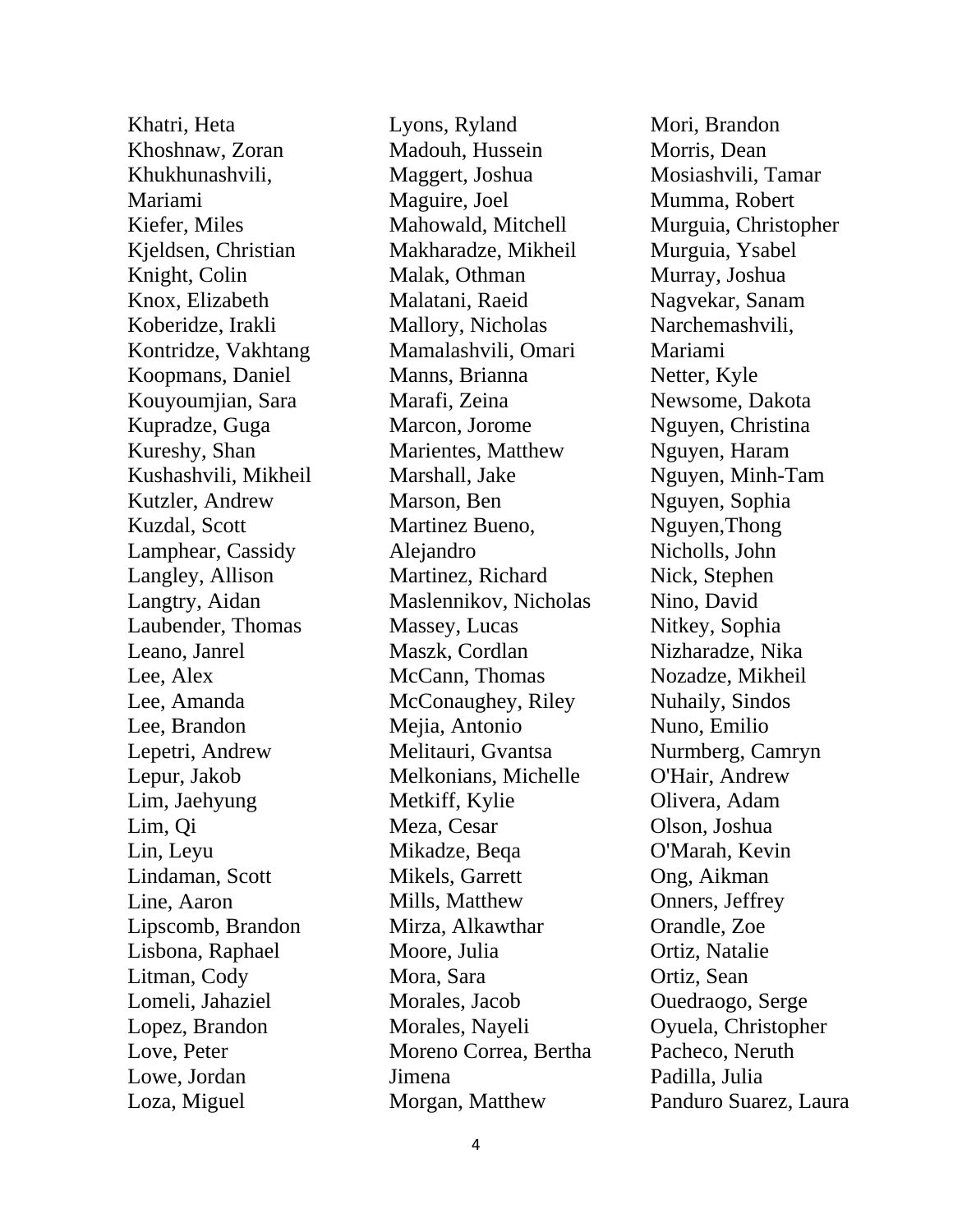Khatri, Heta
Khoshnaw, Zoran
Khukhunashvili, Mariami
Kiefer, Miles
Kjeldsen, Christian
Knight, Colin
Knox, Elizabeth
Koberidze, Irakli
Kontridze, Vakhtang
Koopmans, Daniel
Kouyoumjian, Sara
Kupradze, Guga
Kureshy, Shan
Kushashvili, Mikheil
Kutzler, Andrew
Kuzdal, Scott
Lamphear, Cassidy
Langley, Allison
Langtry, Aidan
Laubender, Thomas
Leano, Janrel
Lee, Alex
Lee, Amanda
Lee, Brandon
Lepetri, Andrew
Lepur, Jakob
Lim, Jaehyung
Lim, Qi
Lin, Leyu
Lindaman, Scott
Line, Aaron
Lipscomb, Brandon
Lisbona, Raphael
Litman, Cody
Lomeli, Jahaziel
Lopez, Brandon
Love, Peter
Lowe, Jordan
Loza, Miguel
Lyons, Ryland
Madouh, Hussein
Maggert, Joshua
Maguire, Joel
Mahowald, Mitchell
Makharadze, Mikheil
Malak, Othman
Malatani, Raeid
Mallory, Nicholas
Mamalashvili, Omari
Manns, Brianna
Marafi, Zeina
Marcon, Jorome
Marientes, Matthew
Marshall, Jake
Marson, Ben
Martinez Bueno, Alejandro
Martinez, Richard
Maslennikov, Nicholas
Massey, Lucas
Maszk, Cordlan
McCann, Thomas
McConaughey, Riley
Mejia, Antonio
Melitauri, Gvantsa
Melkonians, Michelle
Metkiff, Kylie
Meza, Cesar
Mikadze, Beqa
Mikels, Garrett
Mills, Matthew
Mirza, Alkawthar
Moore, Julia
Mora, Sara
Morales, Jacob
Morales, Nayeli
Moreno Correa, Bertha Jimena
Morgan, Matthew
Mori, Brandon
Morris, Dean
Mosiashvili, Tamar
Mumma, Robert
Murguia, Christopher
Murguia, Ysabel
Murray, Joshua
Nagvekar, Sanam
Narchemashvili, Mariami
Netter, Kyle
Newsome, Dakota
Nguyen, Christina
Nguyen, Haram
Nguyen, Minh-Tam
Nguyen, Sophia
Nguyen,Thong
Nicholls, John
Nick, Stephen
Nino, David
Nitkey, Sophia
Nizharadze, Nika
Nozadze, Mikheil
Nuhaily, Sindos
Nuno, Emilio
Nurmberg, Camryn
O'Hair, Andrew
Olivera, Adam
Olson, Joshua
O'Marah, Kevin
Ong, Aikman
Onners, Jeffrey
Orandle, Zoe
Ortiz, Natalie
Ortiz, Sean
Ouedraogo, Serge
Oyuela, Christopher
Pacheco, Neruth
Padilla, Julia
Panduro Suarez, Laura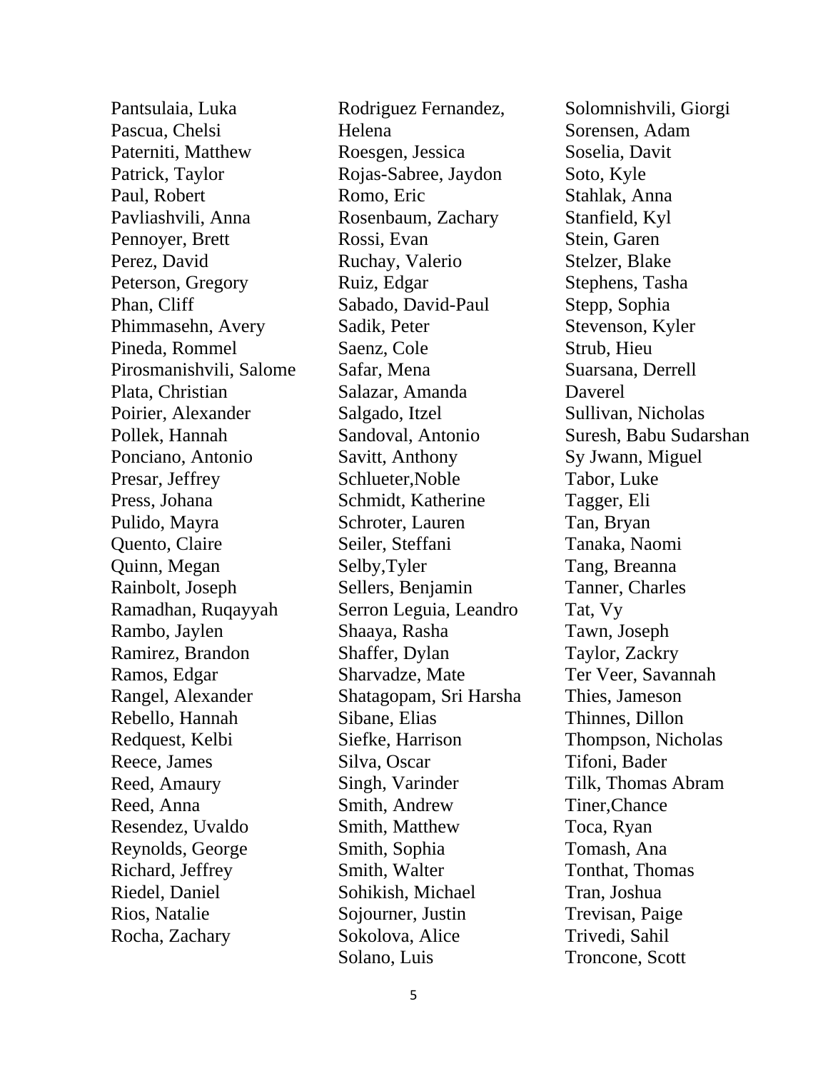Pantsulaia, Luka
Pascua, Chelsi
Paterniti, Matthew
Patrick, Taylor
Paul, Robert
Pavliashvili, Anna
Pennoyer, Brett
Perez, David
Peterson, Gregory
Phan, Cliff
Phimmasehn, Avery
Pineda, Rommel
Pirosmanishvili, Salome
Plata, Christian
Poirier, Alexander
Pollek, Hannah
Ponciano, Antonio
Presar, Jeffrey
Press, Johana
Pulido, Mayra
Quento, Claire
Quinn, Megan
Rainbolt, Joseph
Ramadhan, Ruqayyah
Rambo, Jaylen
Ramirez, Brandon
Ramos, Edgar
Rangel, Alexander
Rebello, Hannah
Redquest, Kelbi
Reece, James
Reed, Amaury
Reed, Anna
Resendez, Uvaldo
Reynolds, George
Richard, Jeffrey
Riedel, Daniel
Rios, Natalie
Rocha, Zachary
Rodriguez Fernandez, Helena
Roesgen, Jessica
Rojas-Sabree, Jaydon
Romo, Eric
Rosenbaum, Zachary
Rossi, Evan
Ruchay, Valerio
Ruiz, Edgar
Sabado, David-Paul
Sadik, Peter
Saenz, Cole
Safar, Mena
Salazar, Amanda
Salgado, Itzel
Sandoval, Antonio
Savitt, Anthony
Schlueter,Noble
Schmidt, Katherine
Schroter, Lauren
Seiler, Steffani
Selby,Tyler
Sellers, Benjamin
Serron Leguia, Leandro
Shaaya, Rasha
Shaffer, Dylan
Sharvadze, Mate
Shatagopam, Sri Harsha
Sibane, Elias
Siefke, Harrison
Silva, Oscar
Singh, Varinder
Smith, Andrew
Smith, Matthew
Smith, Sophia
Smith, Walter
Sohikish, Michael
Sojourner, Justin
Sokolova, Alice
Solano, Luis
Solomnishvili, Giorgi
Sorensen, Adam
Soselia, Davit
Soto, Kyle
Stahlak, Anna
Stanfield, Kyl
Stein, Garen
Stelzer, Blake
Stephens, Tasha
Stepp, Sophia
Stevenson, Kyler
Strub, Hieu
Suarsana, Derrell Daverel
Sullivan, Nicholas
Suresh, Babu Sudarshan
Sy Jwann, Miguel
Tabor, Luke
Tagger, Eli
Tan, Bryan
Tanaka, Naomi
Tang, Breanna
Tanner, Charles
Tat, Vy
Tawn, Joseph
Taylor, Zackry
Ter Veer, Savannah
Thies, Jameson
Thinnes, Dillon
Thompson, Nicholas
Tifoni, Bader
Tilk, Thomas Abram
Tiner,Chance
Toca, Ryan
Tomash, Ana
Tonthat, Thomas
Tran, Joshua
Trevisan, Paige
Trivedi, Sahil
Troncone, Scott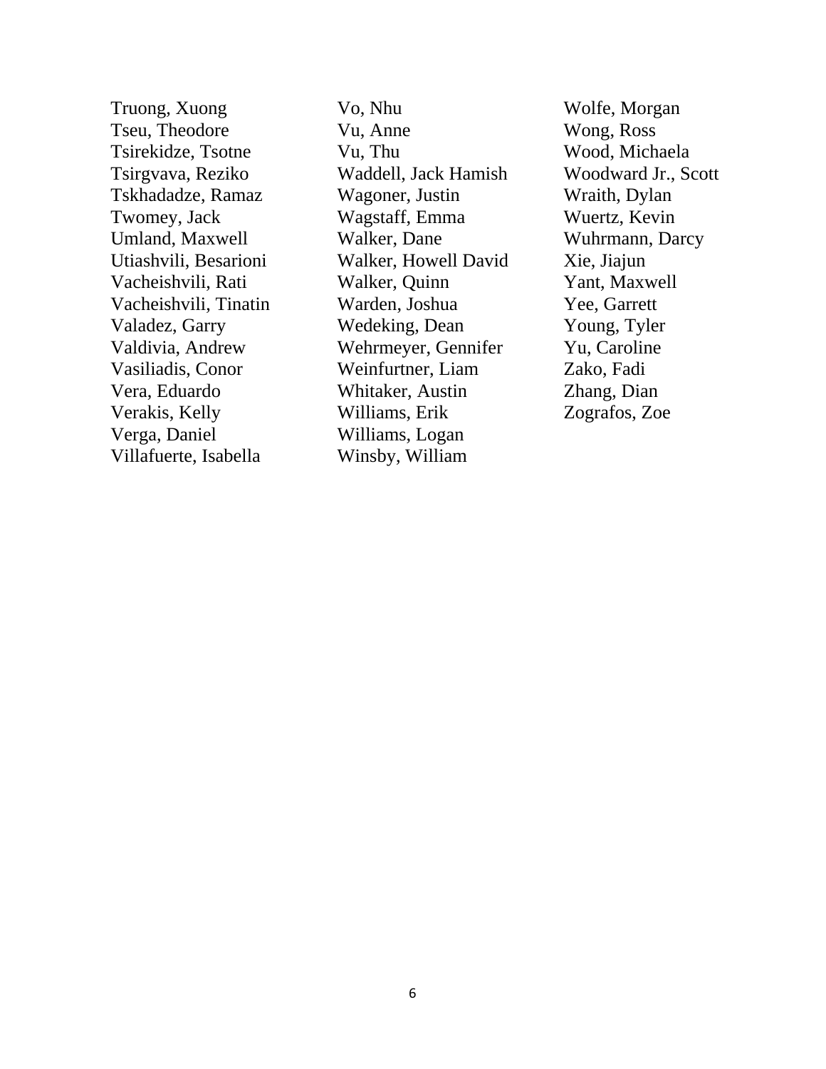Truong, Xuong
Tseu, Theodore
Tsirekidze, Tsotne
Tsirgvava, Reziko
Tskhadadze, Ramaz
Twomey, Jack
Umland, Maxwell
Utiashvili, Besarioni
Vacheishvili, Rati
Vacheishvili, Tinatin
Valadez, Garry
Valdivia, Andrew
Vasiliadis, Conor
Vera, Eduardo
Verakis, Kelly
Verga, Daniel
Villafuerte, Isabella
Vo, Nhu
Vu, Anne
Vu, Thu
Waddell, Jack Hamish
Wagoner, Justin
Wagstaff, Emma
Walker, Dane
Walker, Howell David
Walker, Quinn
Warden, Joshua
Wedeking, Dean
Wehrmeyer, Gennifer
Weinfurtner, Liam
Whitaker, Austin
Williams, Erik
Williams, Logan
Winsby, William
Wolfe, Morgan
Wong, Ross
Wood, Michaela
Woodward Jr., Scott
Wraith, Dylan
Wuertz, Kevin
Wuhrmann, Darcy
Xie, Jiajun
Yant, Maxwell
Yee, Garrett
Young, Tyler
Yu, Caroline
Zako, Fadi
Zhang, Dian
Zografos, Zoe